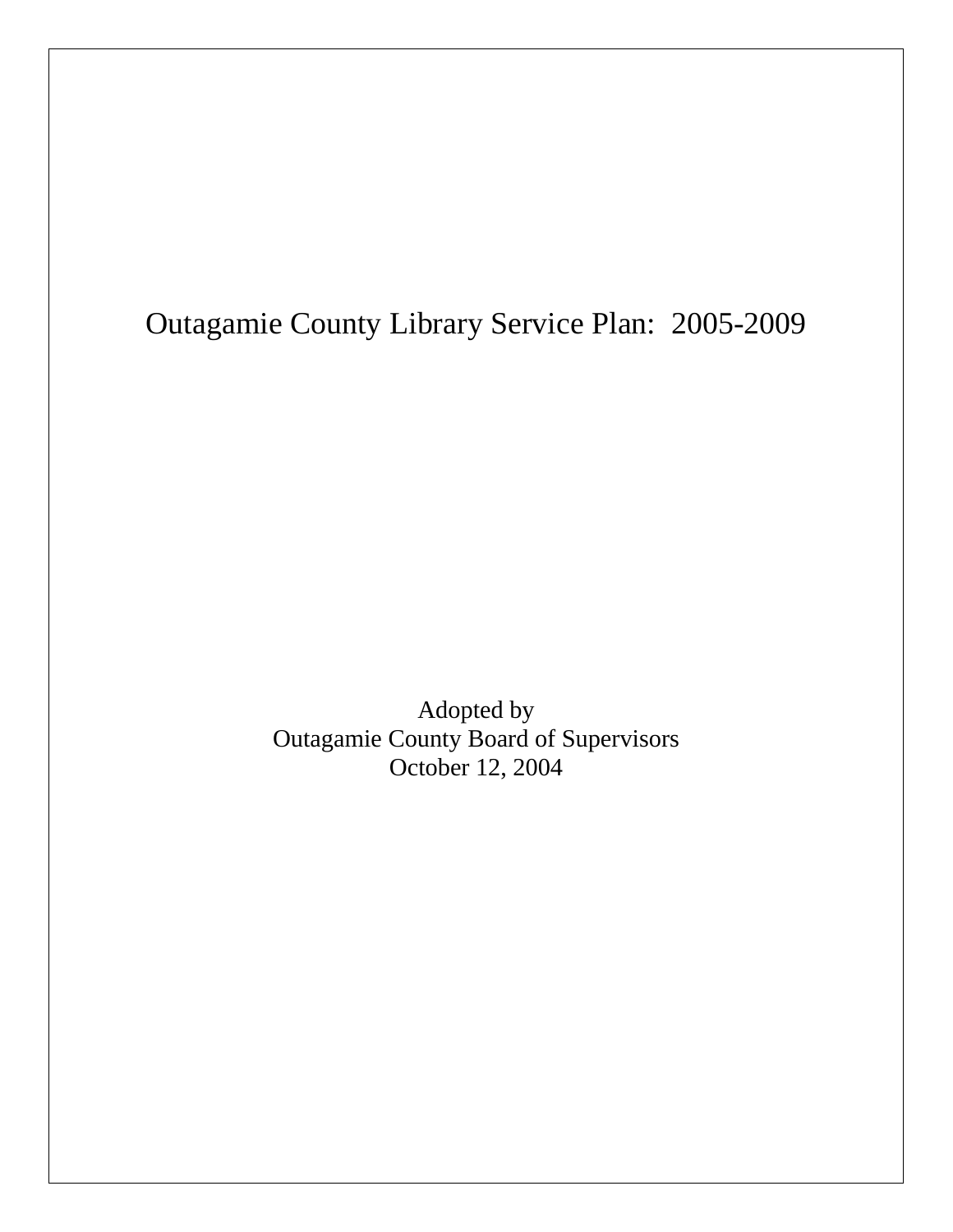# Outagamie County Library Service Plan: 2005-2009

Adopted by
Outagamie County Board of Supervisors
October 12, 2004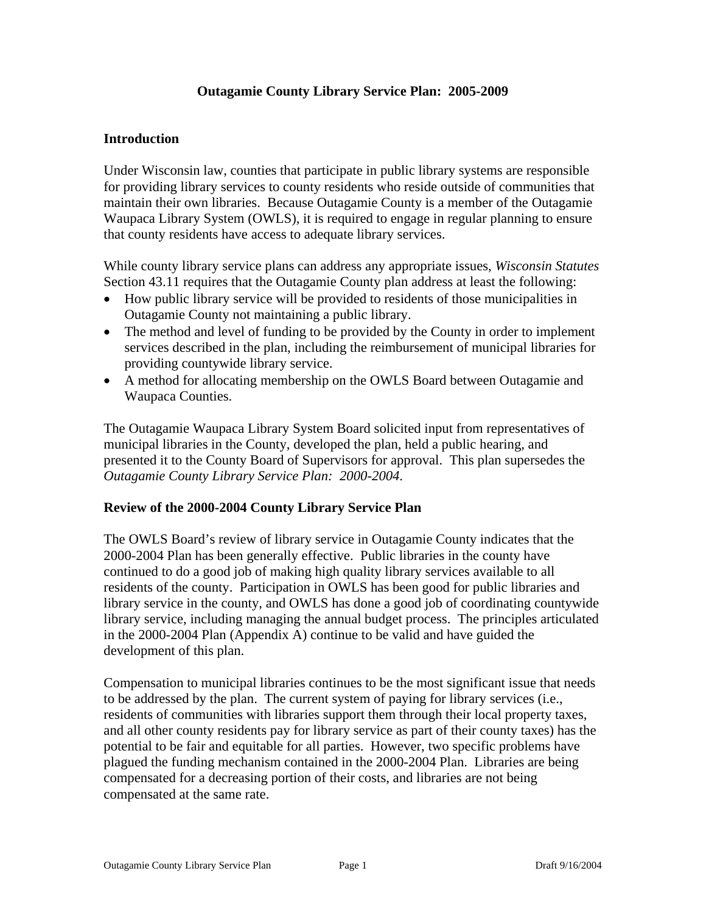**Outagamie County Library Service Plan: 2005-2009**

## Introduction

Under Wisconsin law, counties that participate in public library systems are responsible for providing library services to county residents who reside outside of communities that maintain their own libraries. Because Outagamie County is a member of the Outagamie Waupaca Library System (OWLS), it is required to engage in regular planning to ensure that county residents have access to adequate library services.

While county library service plans can address any appropriate issues, *Wisconsin Statutes* Section 43.11 requires that the Outagamie County plan address at least the following:

- How public library service will be provided to residents of those municipalities in Outagamie County not maintaining a public library.
- The method and level of funding to be provided by the County in order to implement services described in the plan, including the reimbursement of municipal libraries for providing countywide library service.
- A method for allocating membership on the OWLS Board between Outagamie and Waupaca Counties.

The Outagamie Waupaca Library System Board solicited input from representatives of municipal libraries in the County, developed the plan, held a public hearing, and presented it to the County Board of Supervisors for approval. This plan supersedes the *Outagamie County Library Service Plan: 2000-2004*.

## Review of the 2000-2004 County Library Service Plan

The OWLS Board's review of library service in Outagamie County indicates that the 2000-2004 Plan has been generally effective. Public libraries in the county have continued to do a good job of making high quality library services available to all residents of the county. Participation in OWLS has been good for public libraries and library service in the county, and OWLS has done a good job of coordinating countywide library service, including managing the annual budget process. The principles articulated in the 2000-2004 Plan (Appendix A) continue to be valid and have guided the development of this plan.

Compensation to municipal libraries continues to be the most significant issue that needs to be addressed by the plan. The current system of paying for library services (i.e., residents of communities with libraries support them through their local property taxes, and all other county residents pay for library service as part of their county taxes) has the potential to be fair and equitable for all parties. However, two specific problems have plagued the funding mechanism contained in the 2000-2004 Plan. Libraries are being compensated for a decreasing portion of their costs, and libraries are not being compensated at the same rate.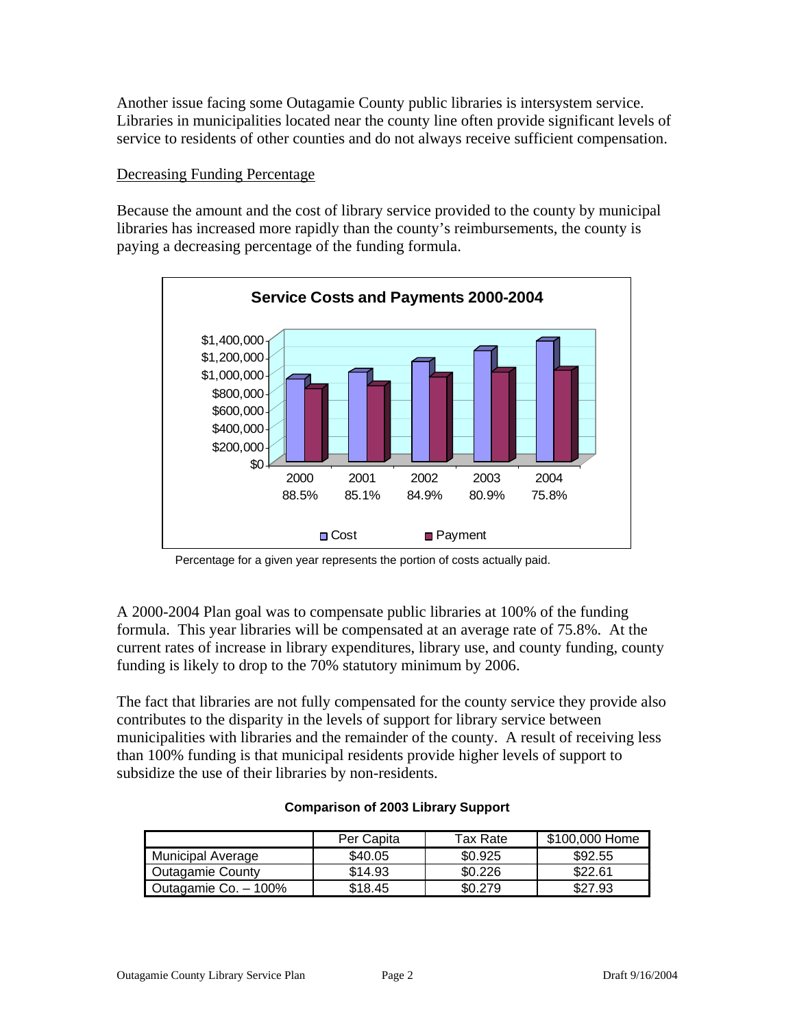Another issue facing some Outagamie County public libraries is intersystem service. Libraries in municipalities located near the county line often provide significant levels of service to residents of other counties and do not always receive sufficient compensation.

## Decreasing Funding Percentage

Because the amount and the cost of library service provided to the county by municipal libraries has increased more rapidly than the county's reimbursements, the county is paying a decreasing percentage of the funding formula.

**Service Costs and Payments 2000-2004**

| 2000 | 2001 | 2002 | 2003 | 2004 |
|---|---|---|---|---|
| 88.5% | 85.1% | 84.9% | 80.9% | 75.8% |

Percentage for a given year represents the portion of costs actually paid.

A 2000-2004 Plan goal was to compensate public libraries at 100% of the funding formula. This year libraries will be compensated at an average rate of 75.8%. At the current rates of increase in library expenditures, library use, and county funding, county funding is likely to drop to the 70% statutory minimum by 2006.

The fact that libraries are not fully compensated for the county service they provide also contributes to the disparity in the levels of support for library service between municipalities with libraries and the remainder of the county. A result of receiving less than 100% funding is that municipal residents provide higher levels of support to subsidize the use of their libraries by non-residents.

**Comparison of 2003 Library Support**

| | Per Capita | Tax Rate | $100,000 Home |
|---|---|---|---|
| Municipal Average | $40.05 | $0.925 | $92.55 |
| Outagamie County | $14.93 | $0.226 | $22.61 |
| Outagamie Co. – 100% | $18.45 | $0.279 | $27.93 |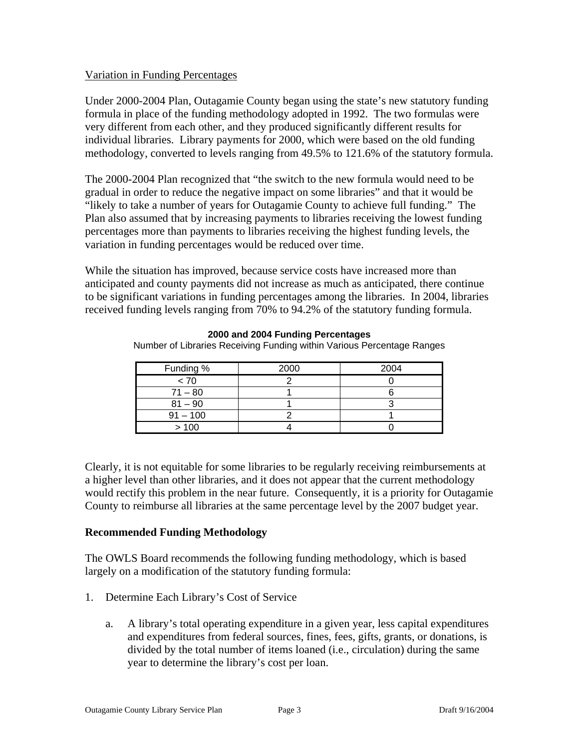Variation in Funding Percentages

Under 2000-2004 Plan, Outagamie County began using the state's new statutory funding formula in place of the funding methodology adopted in 1992. The two formulas were very different from each other, and they produced significantly different results for individual libraries. Library payments for 2000, which were based on the old funding methodology, converted to levels ranging from 49.5% to 121.6% of the statutory formula.

The 2000-2004 Plan recognized that "the switch to the new formula would need to be gradual in order to reduce the negative impact on some libraries" and that it would be "likely to take a number of years for Outagamie County to achieve full funding." The Plan also assumed that by increasing payments to libraries receiving the lowest funding percentages more than payments to libraries receiving the highest funding levels, the variation in funding percentages would be reduced over time.

While the situation has improved, because service costs have increased more than anticipated and county payments did not increase as much as anticipated, there continue to be significant variations in funding percentages among the libraries. In 2004, libraries received funding levels ranging from 70% to 94.2% of the statutory funding formula.

**2000 and 2004 Funding Percentages**

Number of Libraries Receiving Funding within Various Percentage Ranges

| Funding % | 2000 | 2004 |
|---|---|---|
| < 70 | 2 | 0 |
| 71 – 80 | 1 | 6 |
| 81 – 90 | 1 | 3 |
| 91 – 100 | 2 | 1 |
| > 100 | 4 | 0 |

Clearly, it is not equitable for some libraries to be regularly receiving reimbursements at a higher level than other libraries, and it does not appear that the current methodology would rectify this problem in the near future. Consequently, it is a priority for Outagamie County to reimburse all libraries at the same percentage level by the 2007 budget year.

**Recommended Funding Methodology**

The OWLS Board recommends the following funding methodology, which is based largely on a modification of the statutory funding formula:

1. Determine Each Library's Cost of Service

    a. A library's total operating expenditure in a given year, less capital expenditures and expenditures from federal sources, fines, fees, gifts, grants, or donations, is divided by the total number of items loaned (i.e., circulation) during the same year to determine the library's cost per loan.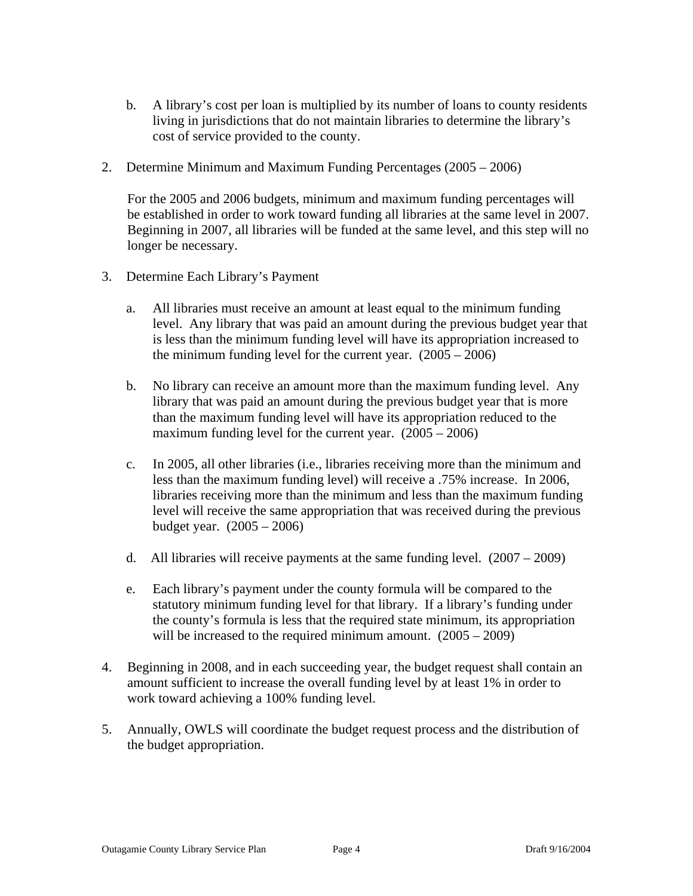b. A library's cost per loan is multiplied by its number of loans to county residents living in jurisdictions that do not maintain libraries to determine the library's cost of service provided to the county.

2. Determine Minimum and Maximum Funding Percentages (2005 – 2006)

   For the 2005 and 2006 budgets, minimum and maximum funding percentages will be established in order to work toward funding all libraries at the same level in 2007. Beginning in 2007, all libraries will be funded at the same level, and this step will no longer be necessary.

3. Determine Each Library's Payment

   a. All libraries must receive an amount at least equal to the minimum funding level. Any library that was paid an amount during the previous budget year that is less than the minimum funding level will have its appropriation increased to the minimum funding level for the current year. (2005 – 2006)

   b. No library can receive an amount more than the maximum funding level. Any library that was paid an amount during the previous budget year that is more than the maximum funding level will have its appropriation reduced to the maximum funding level for the current year. (2005 – 2006)

   c. In 2005, all other libraries (i.e., libraries receiving more than the minimum and less than the maximum funding level) will receive a .75% increase. In 2006, libraries receiving more than the minimum and less than the maximum funding level will receive the same appropriation that was received during the previous budget year. (2005 – 2006)

   d. All libraries will receive payments at the same funding level. (2007 – 2009)

   e. Each library's payment under the county formula will be compared to the statutory minimum funding level for that library. If a library's funding under the county's formula is less that the required state minimum, its appropriation will be increased to the required minimum amount. (2005 – 2009)

4. Beginning in 2008, and in each succeeding year, the budget request shall contain an amount sufficient to increase the overall funding level by at least 1% in order to work toward achieving a 100% funding level.

5. Annually, OWLS will coordinate the budget request process and the distribution of the budget appropriation.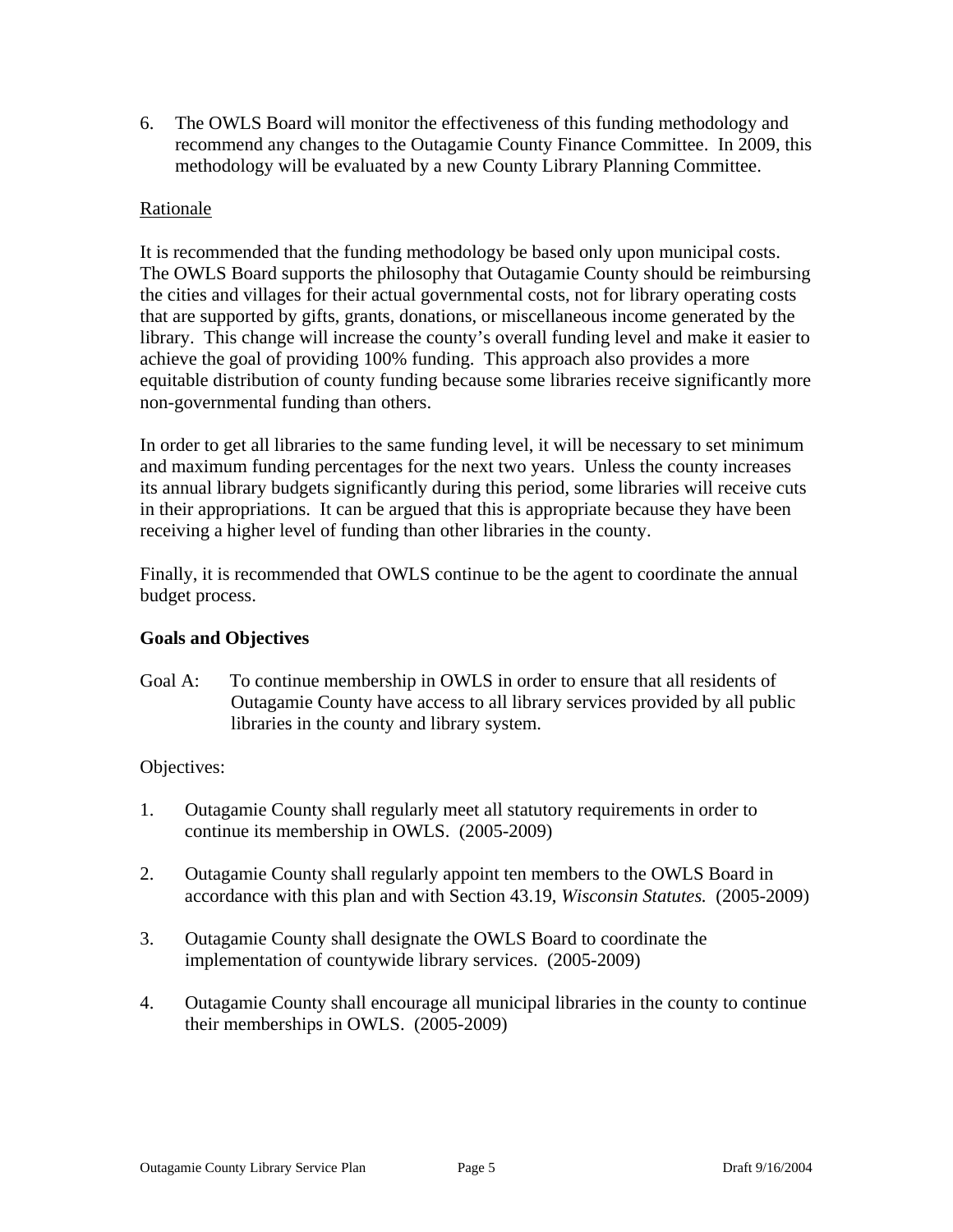6. The OWLS Board will monitor the effectiveness of this funding methodology and recommend any changes to the Outagamie County Finance Committee. In 2009, this methodology will be evaluated by a new County Library Planning Committee.

Rationale

It is recommended that the funding methodology be based only upon municipal costs. The OWLS Board supports the philosophy that Outagamie County should be reimbursing the cities and villages for their actual governmental costs, not for library operating costs that are supported by gifts, grants, donations, or miscellaneous income generated by the library. This change will increase the county's overall funding level and make it easier to achieve the goal of providing 100% funding. This approach also provides a more equitable distribution of county funding because some libraries receive significantly more non-governmental funding than others.

In order to get all libraries to the same funding level, it will be necessary to set minimum and maximum funding percentages for the next two years. Unless the county increases its annual library budgets significantly during this period, some libraries will receive cuts in their appropriations. It can be argued that this is appropriate because they have been receiving a higher level of funding than other libraries in the county.

Finally, it is recommended that OWLS continue to be the agent to coordinate the annual budget process.

**Goals and Objectives**

Goal A: To continue membership in OWLS in order to ensure that all residents of Outagamie County have access to all library services provided by all public libraries in the county and library system.

Objectives:

1. Outagamie County shall regularly meet all statutory requirements in order to continue its membership in OWLS. (2005-2009)

2. Outagamie County shall regularly appoint ten members to the OWLS Board in accordance with this plan and with Section 43.19, *Wisconsin Statutes.* (2005-2009)

3. Outagamie County shall designate the OWLS Board to coordinate the implementation of countywide library services. (2005-2009)

4. Outagamie County shall encourage all municipal libraries in the county to continue their memberships in OWLS. (2005-2009)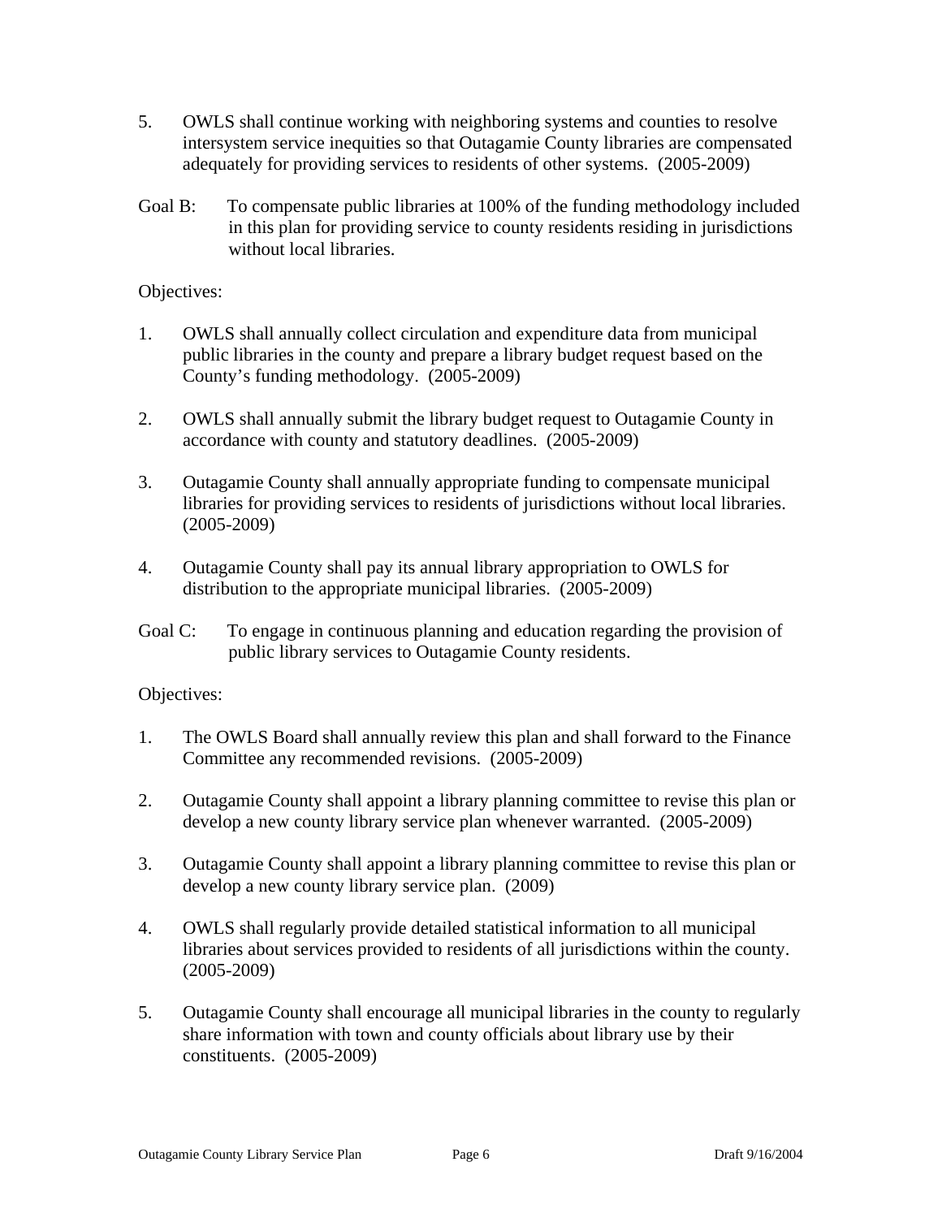5. OWLS shall continue working with neighboring systems and counties to resolve intersystem service inequities so that Outagamie County libraries are compensated adequately for providing services to residents of other systems. (2005-2009)

Goal B: To compensate public libraries at 100% of the funding methodology included in this plan for providing service to county residents residing in jurisdictions without local libraries.

Objectives:

1. OWLS shall annually collect circulation and expenditure data from municipal public libraries in the county and prepare a library budget request based on the County's funding methodology. (2005-2009)

2. OWLS shall annually submit the library budget request to Outagamie County in accordance with county and statutory deadlines. (2005-2009)

3. Outagamie County shall annually appropriate funding to compensate municipal libraries for providing services to residents of jurisdictions without local libraries. (2005-2009)

4. Outagamie County shall pay its annual library appropriation to OWLS for distribution to the appropriate municipal libraries. (2005-2009)

Goal C: To engage in continuous planning and education regarding the provision of public library services to Outagamie County residents.

Objectives:

1. The OWLS Board shall annually review this plan and shall forward to the Finance Committee any recommended revisions. (2005-2009)

2. Outagamie County shall appoint a library planning committee to revise this plan or develop a new county library service plan whenever warranted. (2005-2009)

3. Outagamie County shall appoint a library planning committee to revise this plan or develop a new county library service plan. (2009)

4. OWLS shall regularly provide detailed statistical information to all municipal libraries about services provided to residents of all jurisdictions within the county. (2005-2009)

5. Outagamie County shall encourage all municipal libraries in the county to regularly share information with town and county officials about library use by their constituents. (2005-2009)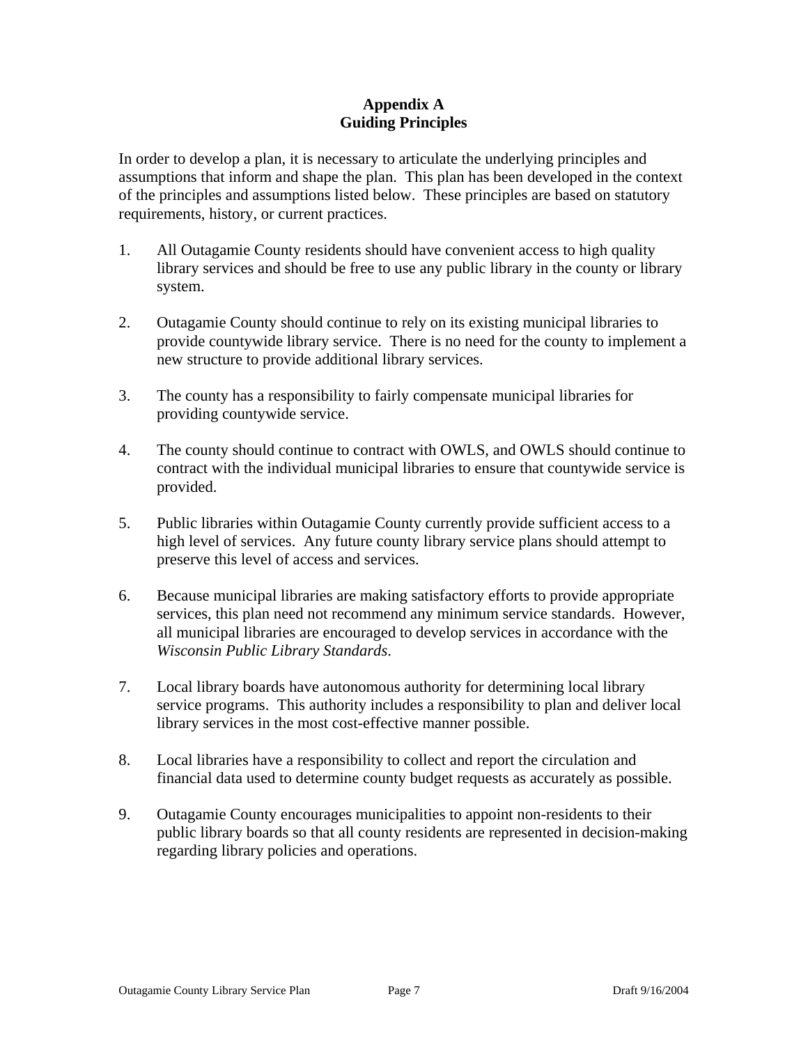# Appendix A
# Guiding Principles

In order to develop a plan, it is necessary to articulate the underlying principles and assumptions that inform and shape the plan. This plan has been developed in the context of the principles and assumptions listed below. These principles are based on statutory requirements, history, or current practices.

1. All Outagamie County residents should have convenient access to high quality library services and should be free to use any public library in the county or library system.

2. Outagamie County should continue to rely on its existing municipal libraries to provide countywide library service. There is no need for the county to implement a new structure to provide additional library services.

3. The county has a responsibility to fairly compensate municipal libraries for providing countywide service.

4. The county should continue to contract with OWLS, and OWLS should continue to contract with the individual municipal libraries to ensure that countywide service is provided.

5. Public libraries within Outagamie County currently provide sufficient access to a high level of services. Any future county library service plans should attempt to preserve this level of access and services.

6. Because municipal libraries are making satisfactory efforts to provide appropriate services, this plan need not recommend any minimum service standards. However, all municipal libraries are encouraged to develop services in accordance with the *Wisconsin Public Library Standards*.

7. Local library boards have autonomous authority for determining local library service programs. This authority includes a responsibility to plan and deliver local library services in the most cost-effective manner possible.

8. Local libraries have a responsibility to collect and report the circulation and financial data used to determine county budget requests as accurately as possible.

9. Outagamie County encourages municipalities to appoint non-residents to their public library boards so that all county residents are represented in decision-making regarding library policies and operations.